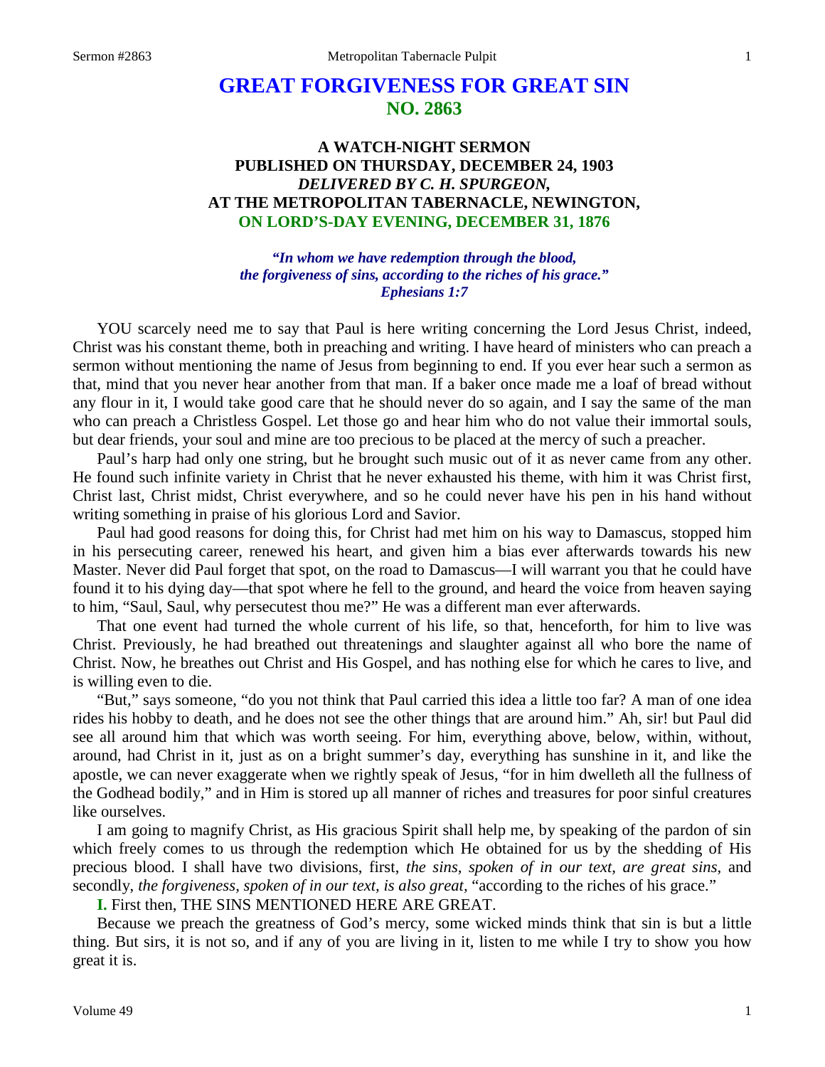# GREAT FORGIVENESS FOR GREAT SIN
## NO. 2863

### A WATCH-NIGHT SERMON
### PUBLISHED ON THURSDAY, DECEMBER 24, 1903
### *DELIVERED BY C. H. SPURGEON,*
### AT THE METROPOLITAN TABERNACLE, NEWINGTON,
### ON LORD'S-DAY EVENING, DECEMBER 31, 1876

***"In whom we have redemption through the blood, the forgiveness of sins, according to the riches of his grace." Ephesians 1:7***

YOU scarcely need me to say that Paul is here writing concerning the Lord Jesus Christ, indeed, Christ was his constant theme, both in preaching and writing. I have heard of ministers who can preach a sermon without mentioning the name of Jesus from beginning to end. If you ever hear such a sermon as that, mind that you never hear another from that man. If a baker once made me a loaf of bread without any flour in it, I would take good care that he should never do so again, and I say the same of the man who can preach a Christless Gospel. Let those go and hear him who do not value their immortal souls, but dear friends, your soul and mine are too precious to be placed at the mercy of such a preacher.

Paul's harp had only one string, but he brought such music out of it as never came from any other. He found such infinite variety in Christ that he never exhausted his theme, with him it was Christ first, Christ last, Christ midst, Christ everywhere, and so he could never have his pen in his hand without writing something in praise of his glorious Lord and Savior.

Paul had good reasons for doing this, for Christ had met him on his way to Damascus, stopped him in his persecuting career, renewed his heart, and given him a bias ever afterwards towards his new Master. Never did Paul forget that spot, on the road to Damascus—I will warrant you that he could have found it to his dying day—that spot where he fell to the ground, and heard the voice from heaven saying to him, "Saul, Saul, why persecutest thou me?" He was a different man ever afterwards.

That one event had turned the whole current of his life, so that, henceforth, for him to live was Christ. Previously, he had breathed out threatenings and slaughter against all who bore the name of Christ. Now, he breathes out Christ and His Gospel, and has nothing else for which he cares to live, and is willing even to die.

"But," says someone, "do you not think that Paul carried this idea a little too far? A man of one idea rides his hobby to death, and he does not see the other things that are around him." Ah, sir! but Paul did see all around him that which was worth seeing. For him, everything above, below, within, without, around, had Christ in it, just as on a bright summer's day, everything has sunshine in it, and like the apostle, we can never exaggerate when we rightly speak of Jesus, "for in him dwelleth all the fullness of the Godhead bodily," and in Him is stored up all manner of riches and treasures for poor sinful creatures like ourselves.

I am going to magnify Christ, as His gracious Spirit shall help me, by speaking of the pardon of sin which freely comes to us through the redemption which He obtained for us by the shedding of His precious blood. I shall have two divisions, first, *the sins, spoken of in our text, are great sins,* and secondly, *the forgiveness, spoken of in our text, is also great,* "according to the riches of his grace."

**I.** First then, THE SINS MENTIONED HERE ARE GREAT.

Because we preach the greatness of God's mercy, some wicked minds think that sin is but a little thing. But sirs, it is not so, and if any of you are living in it, listen to me while I try to show you how great it is.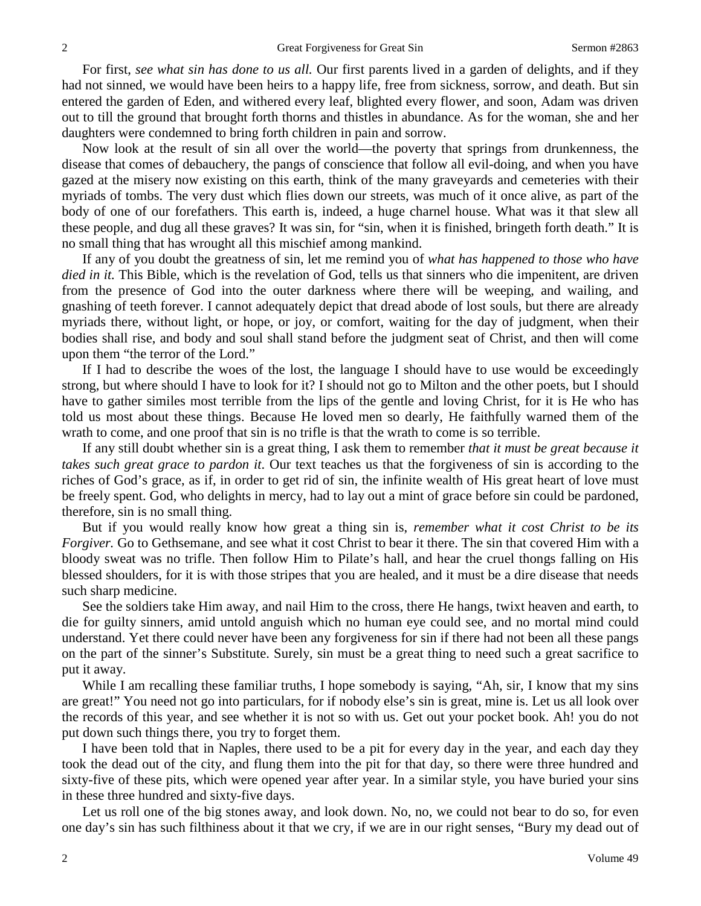For first, *see what sin has done to us all.* Our first parents lived in a garden of delights, and if they had not sinned, we would have been heirs to a happy life, free from sickness, sorrow, and death. But sin entered the garden of Eden, and withered every leaf, blighted every flower, and soon, Adam was driven out to till the ground that brought forth thorns and thistles in abundance. As for the woman, she and her daughters were condemned to bring forth children in pain and sorrow.

Now look at the result of sin all over the world—the poverty that springs from drunkenness, the disease that comes of debauchery, the pangs of conscience that follow all evil-doing, and when you have gazed at the misery now existing on this earth, think of the many graveyards and cemeteries with their myriads of tombs. The very dust which flies down our streets, was much of it once alive, as part of the body of one of our forefathers. This earth is, indeed, a huge charnel house. What was it that slew all these people, and dug all these graves? It was sin, for "sin, when it is finished, bringeth forth death." It is no small thing that has wrought all this mischief among mankind.

If any of you doubt the greatness of sin, let me remind you of *what has happened to those who have died in it.* This Bible, which is the revelation of God, tells us that sinners who die impenitent, are driven from the presence of God into the outer darkness where there will be weeping, and wailing, and gnashing of teeth forever. I cannot adequately depict that dread abode of lost souls, but there are already myriads there, without light, or hope, or joy, or comfort, waiting for the day of judgment, when their bodies shall rise, and body and soul shall stand before the judgment seat of Christ, and then will come upon them "the terror of the Lord."

If I had to describe the woes of the lost, the language I should have to use would be exceedingly strong, but where should I have to look for it? I should not go to Milton and the other poets, but I should have to gather similes most terrible from the lips of the gentle and loving Christ, for it is He who has told us most about these things. Because He loved men so dearly, He faithfully warned them of the wrath to come, and one proof that sin is no trifle is that the wrath to come is so terrible.

If any still doubt whether sin is a great thing, I ask them to remember *that it must be great because it takes such great grace to pardon it*. Our text teaches us that the forgiveness of sin is according to the riches of God's grace, as if, in order to get rid of sin, the infinite wealth of His great heart of love must be freely spent. God, who delights in mercy, had to lay out a mint of grace before sin could be pardoned, therefore, sin is no small thing.

But if you would really know how great a thing sin is, *remember what it cost Christ to be its Forgiver.* Go to Gethsemane, and see what it cost Christ to bear it there. The sin that covered Him with a bloody sweat was no trifle. Then follow Him to Pilate's hall, and hear the cruel thongs falling on His blessed shoulders, for it is with those stripes that you are healed, and it must be a dire disease that needs such sharp medicine.

See the soldiers take Him away, and nail Him to the cross, there He hangs, twixt heaven and earth, to die for guilty sinners, amid untold anguish which no human eye could see, and no mortal mind could understand. Yet there could never have been any forgiveness for sin if there had not been all these pangs on the part of the sinner's Substitute. Surely, sin must be a great thing to need such a great sacrifice to put it away.

While I am recalling these familiar truths, I hope somebody is saying, "Ah, sir, I know that my sins are great!" You need not go into particulars, for if nobody else's sin is great, mine is. Let us all look over the records of this year, and see whether it is not so with us. Get out your pocket book. Ah! you do not put down such things there, you try to forget them.

I have been told that in Naples, there used to be a pit for every day in the year, and each day they took the dead out of the city, and flung them into the pit for that day, so there were three hundred and sixty-five of these pits, which were opened year after year. In a similar style, you have buried your sins in these three hundred and sixty-five days.

Let us roll one of the big stones away, and look down. No, no, we could not bear to do so, for even one day's sin has such filthiness about it that we cry, if we are in our right senses, "Bury my dead out of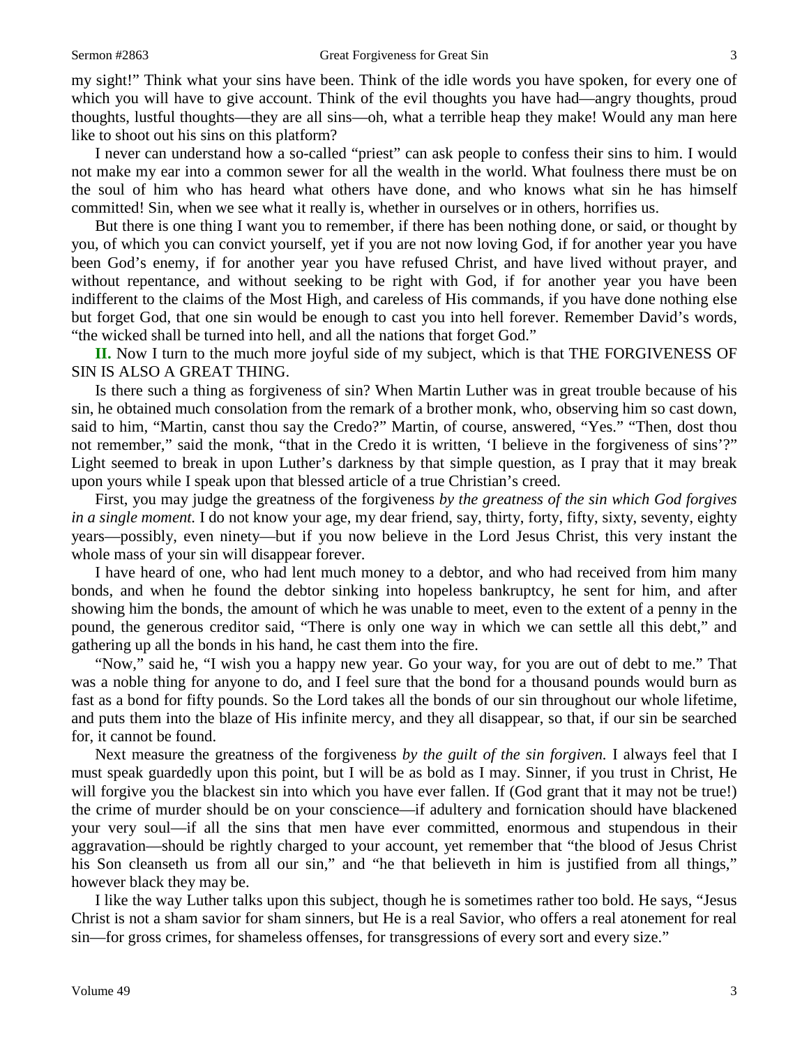my sight!" Think what your sins have been. Think of the idle words you have spoken, for every one of which you will have to give account. Think of the evil thoughts you have had—angry thoughts, proud thoughts, lustful thoughts—they are all sins—oh, what a terrible heap they make! Would any man here like to shoot out his sins on this platform?

I never can understand how a so-called "priest" can ask people to confess their sins to him. I would not make my ear into a common sewer for all the wealth in the world. What foulness there must be on the soul of him who has heard what others have done, and who knows what sin he has himself committed! Sin, when we see what it really is, whether in ourselves or in others, horrifies us.

But there is one thing I want you to remember, if there has been nothing done, or said, or thought by you, of which you can convict yourself, yet if you are not now loving God, if for another year you have been God's enemy, if for another year you have refused Christ, and have lived without prayer, and without repentance, and without seeking to be right with God, if for another year you have been indifferent to the claims of the Most High, and careless of His commands, if you have done nothing else but forget God, that one sin would be enough to cast you into hell forever. Remember David's words, "the wicked shall be turned into hell, and all the nations that forget God."

**II.** Now I turn to the much more joyful side of my subject, which is that THE FORGIVENESS OF SIN IS ALSO A GREAT THING.

Is there such a thing as forgiveness of sin? When Martin Luther was in great trouble because of his sin, he obtained much consolation from the remark of a brother monk, who, observing him so cast down, said to him, "Martin, canst thou say the Credo?" Martin, of course, answered, "Yes." "Then, dost thou not remember," said the monk, "that in the Credo it is written, 'I believe in the forgiveness of sins'?" Light seemed to break in upon Luther's darkness by that simple question, as I pray that it may break upon yours while I speak upon that blessed article of a true Christian's creed.

First, you may judge the greatness of the forgiveness *by the greatness of the sin which God forgives in a single moment.* I do not know your age, my dear friend, say, thirty, forty, fifty, sixty, seventy, eighty years—possibly, even ninety—but if you now believe in the Lord Jesus Christ, this very instant the whole mass of your sin will disappear forever.

I have heard of one, who had lent much money to a debtor, and who had received from him many bonds, and when he found the debtor sinking into hopeless bankruptcy, he sent for him, and after showing him the bonds, the amount of which he was unable to meet, even to the extent of a penny in the pound, the generous creditor said, "There is only one way in which we can settle all this debt," and gathering up all the bonds in his hand, he cast them into the fire.

"Now," said he, "I wish you a happy new year. Go your way, for you are out of debt to me." That was a noble thing for anyone to do, and I feel sure that the bond for a thousand pounds would burn as fast as a bond for fifty pounds. So the Lord takes all the bonds of our sin throughout our whole lifetime, and puts them into the blaze of His infinite mercy, and they all disappear, so that, if our sin be searched for, it cannot be found.

Next measure the greatness of the forgiveness *by the guilt of the sin forgiven.* I always feel that I must speak guardedly upon this point, but I will be as bold as I may. Sinner, if you trust in Christ, He will forgive you the blackest sin into which you have ever fallen. If (God grant that it may not be true!) the crime of murder should be on your conscience—if adultery and fornication should have blackened your very soul—if all the sins that men have ever committed, enormous and stupendous in their aggravation—should be rightly charged to your account, yet remember that "the blood of Jesus Christ his Son cleanseth us from all our sin," and "he that believeth in him is justified from all things," however black they may be.

I like the way Luther talks upon this subject, though he is sometimes rather too bold. He says, "Jesus Christ is not a sham savior for sham sinners, but He is a real Savior, who offers a real atonement for real sin—for gross crimes, for shameless offenses, for transgressions of every sort and every size."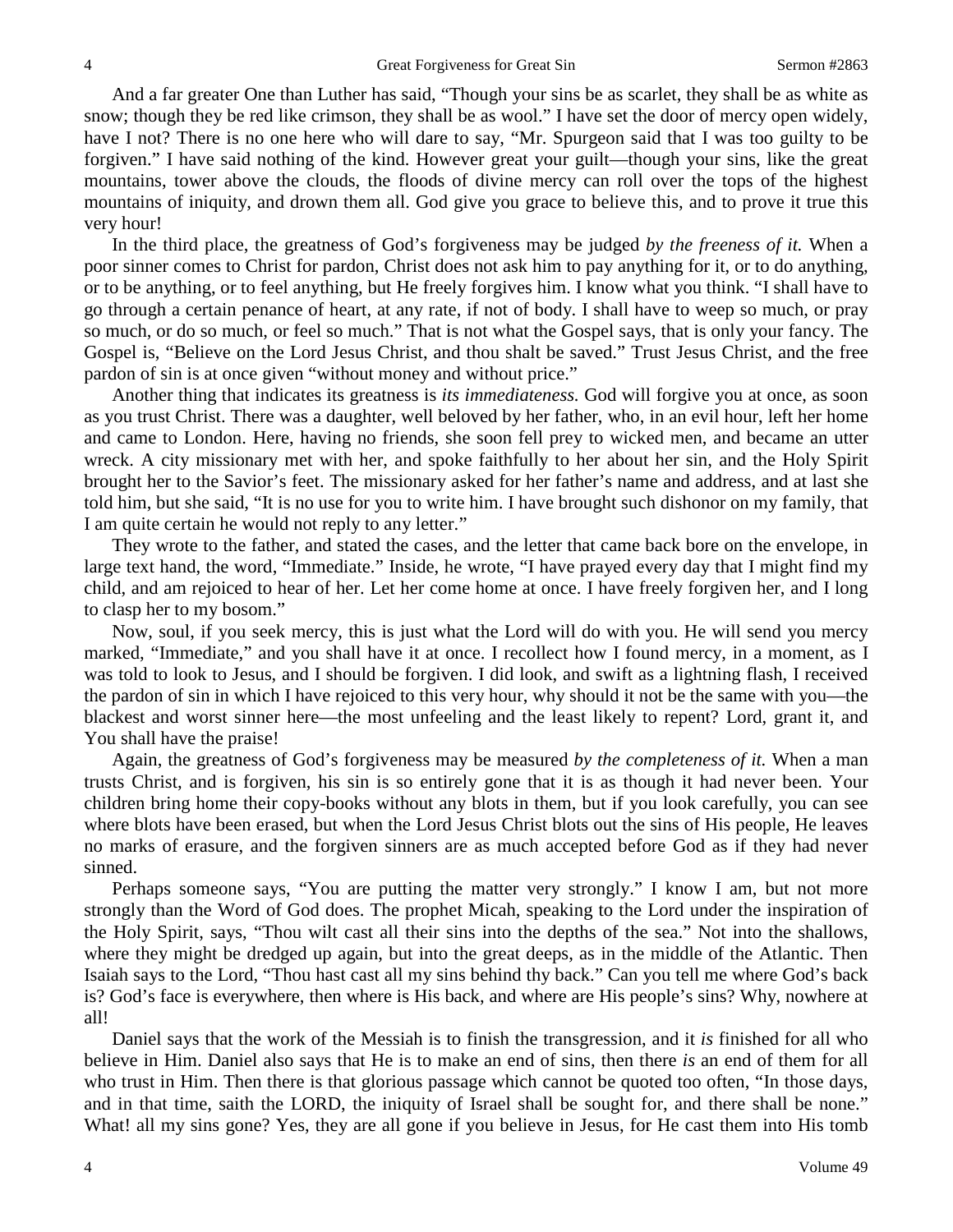And a far greater One than Luther has said, "Though your sins be as scarlet, they shall be as white as snow; though they be red like crimson, they shall be as wool." I have set the door of mercy open widely, have I not? There is no one here who will dare to say, "Mr. Spurgeon said that I was too guilty to be forgiven." I have said nothing of the kind. However great your guilt—though your sins, like the great mountains, tower above the clouds, the floods of divine mercy can roll over the tops of the highest mountains of iniquity, and drown them all. God give you grace to believe this, and to prove it true this very hour!

In the third place, the greatness of God's forgiveness may be judged *by the freeness of it.* When a poor sinner comes to Christ for pardon, Christ does not ask him to pay anything for it, or to do anything, or to be anything, or to feel anything, but He freely forgives him. I know what you think. "I shall have to go through a certain penance of heart, at any rate, if not of body. I shall have to weep so much, or pray so much, or do so much, or feel so much." That is not what the Gospel says, that is only your fancy. The Gospel is, "Believe on the Lord Jesus Christ, and thou shalt be saved." Trust Jesus Christ, and the free pardon of sin is at once given "without money and without price."

Another thing that indicates its greatness is *its immediateness.* God will forgive you at once, as soon as you trust Christ. There was a daughter, well beloved by her father, who, in an evil hour, left her home and came to London. Here, having no friends, she soon fell prey to wicked men, and became an utter wreck. A city missionary met with her, and spoke faithfully to her about her sin, and the Holy Spirit brought her to the Savior's feet. The missionary asked for her father's name and address, and at last she told him, but she said, "It is no use for you to write him. I have brought such dishonor on my family, that I am quite certain he would not reply to any letter."

They wrote to the father, and stated the cases, and the letter that came back bore on the envelope, in large text hand, the word, "Immediate." Inside, he wrote, "I have prayed every day that I might find my child, and am rejoiced to hear of her. Let her come home at once. I have freely forgiven her, and I long to clasp her to my bosom."

Now, soul, if you seek mercy, this is just what the Lord will do with you. He will send you mercy marked, "Immediate," and you shall have it at once. I recollect how I found mercy, in a moment, as I was told to look to Jesus, and I should be forgiven. I did look, and swift as a lightning flash, I received the pardon of sin in which I have rejoiced to this very hour, why should it not be the same with you—the blackest and worst sinner here—the most unfeeling and the least likely to repent? Lord, grant it, and You shall have the praise!

Again, the greatness of God's forgiveness may be measured *by the completeness of it.* When a man trusts Christ, and is forgiven, his sin is so entirely gone that it is as though it had never been. Your children bring home their copy-books without any blots in them, but if you look carefully, you can see where blots have been erased, but when the Lord Jesus Christ blots out the sins of His people, He leaves no marks of erasure, and the forgiven sinners are as much accepted before God as if they had never sinned.

Perhaps someone says, "You are putting the matter very strongly." I know I am, but not more strongly than the Word of God does. The prophet Micah, speaking to the Lord under the inspiration of the Holy Spirit, says, "Thou wilt cast all their sins into the depths of the sea." Not into the shallows, where they might be dredged up again, but into the great deeps, as in the middle of the Atlantic. Then Isaiah says to the Lord, "Thou hast cast all my sins behind thy back." Can you tell me where God's back is? God's face is everywhere, then where is His back, and where are His people's sins? Why, nowhere at all!

Daniel says that the work of the Messiah is to finish the transgression, and it *is* finished for all who believe in Him. Daniel also says that He is to make an end of sins, then there *is* an end of them for all who trust in Him. Then there is that glorious passage which cannot be quoted too often, "In those days, and in that time, saith the LORD, the iniquity of Israel shall be sought for, and there shall be none." What! all my sins gone? Yes, they are all gone if you believe in Jesus, for He cast them into His tomb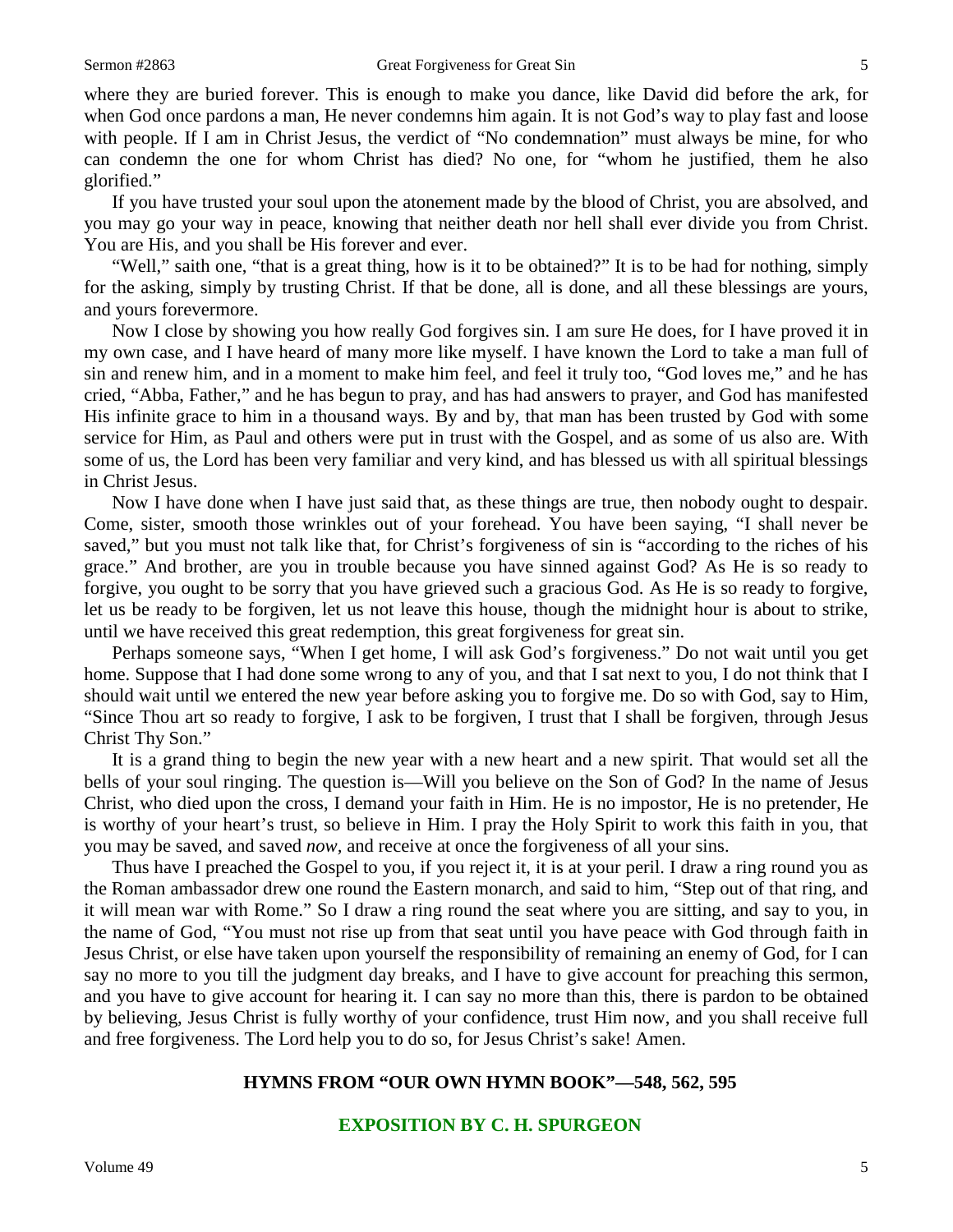where they are buried forever. This is enough to make you dance, like David did before the ark, for when God once pardons a man, He never condemns him again. It is not God's way to play fast and loose with people. If I am in Christ Jesus, the verdict of "No condemnation" must always be mine, for who can condemn the one for whom Christ has died? No one, for "whom he justified, them he also glorified."

If you have trusted your soul upon the atonement made by the blood of Christ, you are absolved, and you may go your way in peace, knowing that neither death nor hell shall ever divide you from Christ. You are His, and you shall be His forever and ever.

"Well," saith one, "that is a great thing, how is it to be obtained?" It is to be had for nothing, simply for the asking, simply by trusting Christ. If that be done, all is done, and all these blessings are yours, and yours forevermore.

Now I close by showing you how really God forgives sin. I am sure He does, for I have proved it in my own case, and I have heard of many more like myself. I have known the Lord to take a man full of sin and renew him, and in a moment to make him feel, and feel it truly too, "God loves me," and he has cried, "Abba, Father," and he has begun to pray, and has had answers to prayer, and God has manifested His infinite grace to him in a thousand ways. By and by, that man has been trusted by God with some service for Him, as Paul and others were put in trust with the Gospel, and as some of us also are. With some of us, the Lord has been very familiar and very kind, and has blessed us with all spiritual blessings in Christ Jesus.

Now I have done when I have just said that, as these things are true, then nobody ought to despair. Come, sister, smooth those wrinkles out of your forehead. You have been saying, "I shall never be saved," but you must not talk like that, for Christ's forgiveness of sin is "according to the riches of his grace." And brother, are you in trouble because you have sinned against God? As He is so ready to forgive, you ought to be sorry that you have grieved such a gracious God. As He is so ready to forgive, let us be ready to be forgiven, let us not leave this house, though the midnight hour is about to strike, until we have received this great redemption, this great forgiveness for great sin.

Perhaps someone says, "When I get home, I will ask God's forgiveness." Do not wait until you get home. Suppose that I had done some wrong to any of you, and that I sat next to you, I do not think that I should wait until we entered the new year before asking you to forgive me. Do so with God, say to Him, "Since Thou art so ready to forgive, I ask to be forgiven, I trust that I shall be forgiven, through Jesus Christ Thy Son."

It is a grand thing to begin the new year with a new heart and a new spirit. That would set all the bells of your soul ringing. The question is—Will you believe on the Son of God? In the name of Jesus Christ, who died upon the cross, I demand your faith in Him. He is no impostor, He is no pretender, He is worthy of your heart's trust, so believe in Him. I pray the Holy Spirit to work this faith in you, that you may be saved, and saved *now,* and receive at once the forgiveness of all your sins.

Thus have I preached the Gospel to you, if you reject it, it is at your peril. I draw a ring round you as the Roman ambassador drew one round the Eastern monarch, and said to him, "Step out of that ring, and it will mean war with Rome." So I draw a ring round the seat where you are sitting, and say to you, in the name of God, "You must not rise up from that seat until you have peace with God through faith in Jesus Christ, or else have taken upon yourself the responsibility of remaining an enemy of God, for I can say no more to you till the judgment day breaks, and I have to give account for preaching this sermon, and you have to give account for hearing it. I can say no more than this, there is pardon to be obtained by believing, Jesus Christ is fully worthy of your confidence, trust Him now, and you shall receive full and free forgiveness. The Lord help you to do so, for Jesus Christ's sake! Amen.

## HYMNS FROM "OUR OWN HYMN BOOK"—548, 562, 595

## EXPOSITION BY C. H. SPURGEON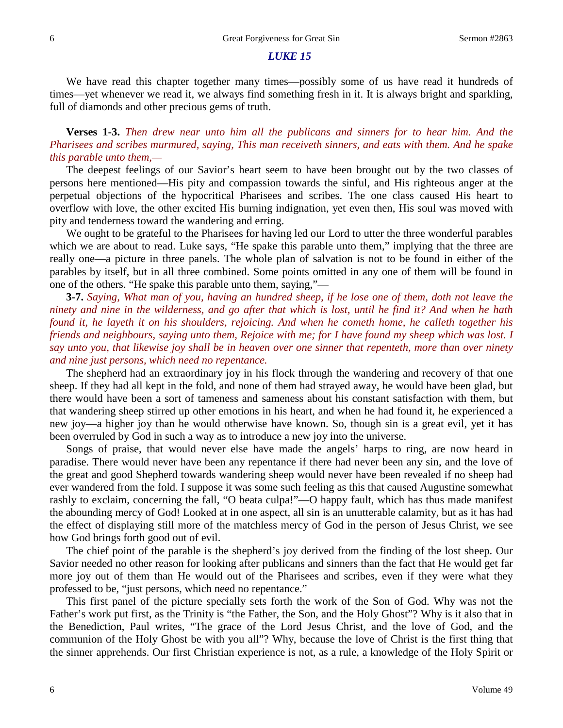## *LUKE 15*

We have read this chapter together many times—possibly some of us have read it hundreds of times—yet whenever we read it, we always find something fresh in it. It is always bright and sparkling, full of diamonds and other precious gems of truth.

**Verses 1-3.** *Then drew near unto him all the publicans and sinners for to hear him. And the Pharisees and scribes murmured, saying, This man receiveth sinners, and eats with them. And he spake this parable unto them,—*

The deepest feelings of our Savior's heart seem to have been brought out by the two classes of persons here mentioned—His pity and compassion towards the sinful, and His righteous anger at the perpetual objections of the hypocritical Pharisees and scribes. The one class caused His heart to overflow with love, the other excited His burning indignation, yet even then, His soul was moved with pity and tenderness toward the wandering and erring.

We ought to be grateful to the Pharisees for having led our Lord to utter the three wonderful parables which we are about to read. Luke says, "He spake this parable unto them," implying that the three are really one—a picture in three panels. The whole plan of salvation is not to be found in either of the parables by itself, but in all three combined. Some points omitted in any one of them will be found in one of the others. "He spake this parable unto them, saying,"—

**3-7.** *Saying, What man of you, having an hundred sheep, if he lose one of them, doth not leave the ninety and nine in the wilderness, and go after that which is lost, until he find it? And when he hath found it, he layeth it on his shoulders, rejoicing. And when he cometh home, he calleth together his friends and neighbours, saying unto them, Rejoice with me; for I have found my sheep which was lost. I say unto you, that likewise joy shall be in heaven over one sinner that repenteth, more than over ninety and nine just persons, which need no repentance.*

The shepherd had an extraordinary joy in his flock through the wandering and recovery of that one sheep. If they had all kept in the fold, and none of them had strayed away, he would have been glad, but there would have been a sort of tameness and sameness about his constant satisfaction with them, but that wandering sheep stirred up other emotions in his heart, and when he had found it, he experienced a new joy—a higher joy than he would otherwise have known. So, though sin is a great evil, yet it has been overruled by God in such a way as to introduce a new joy into the universe.

Songs of praise, that would never else have made the angels' harps to ring, are now heard in paradise. There would never have been any repentance if there had never been any sin, and the love of the great and good Shepherd towards wandering sheep would never have been revealed if no sheep had ever wandered from the fold. I suppose it was some such feeling as this that caused Augustine somewhat rashly to exclaim, concerning the fall, "O beata culpa!"—O happy fault, which has thus made manifest the abounding mercy of God! Looked at in one aspect, all sin is an unutterable calamity, but as it has had the effect of displaying still more of the matchless mercy of God in the person of Jesus Christ, we see how God brings forth good out of evil.

The chief point of the parable is the shepherd's joy derived from the finding of the lost sheep. Our Savior needed no other reason for looking after publicans and sinners than the fact that He would get far more joy out of them than He would out of the Pharisees and scribes, even if they were what they professed to be, "just persons, which need no repentance."

This first panel of the picture specially sets forth the work of the Son of God. Why was not the Father's work put first, as the Trinity is "the Father, the Son, and the Holy Ghost"? Why is it also that in the Benediction, Paul writes, "The grace of the Lord Jesus Christ, and the love of God, and the communion of the Holy Ghost be with you all"? Why, because the love of Christ is the first thing that the sinner apprehends. Our first Christian experience is not, as a rule, a knowledge of the Holy Spirit or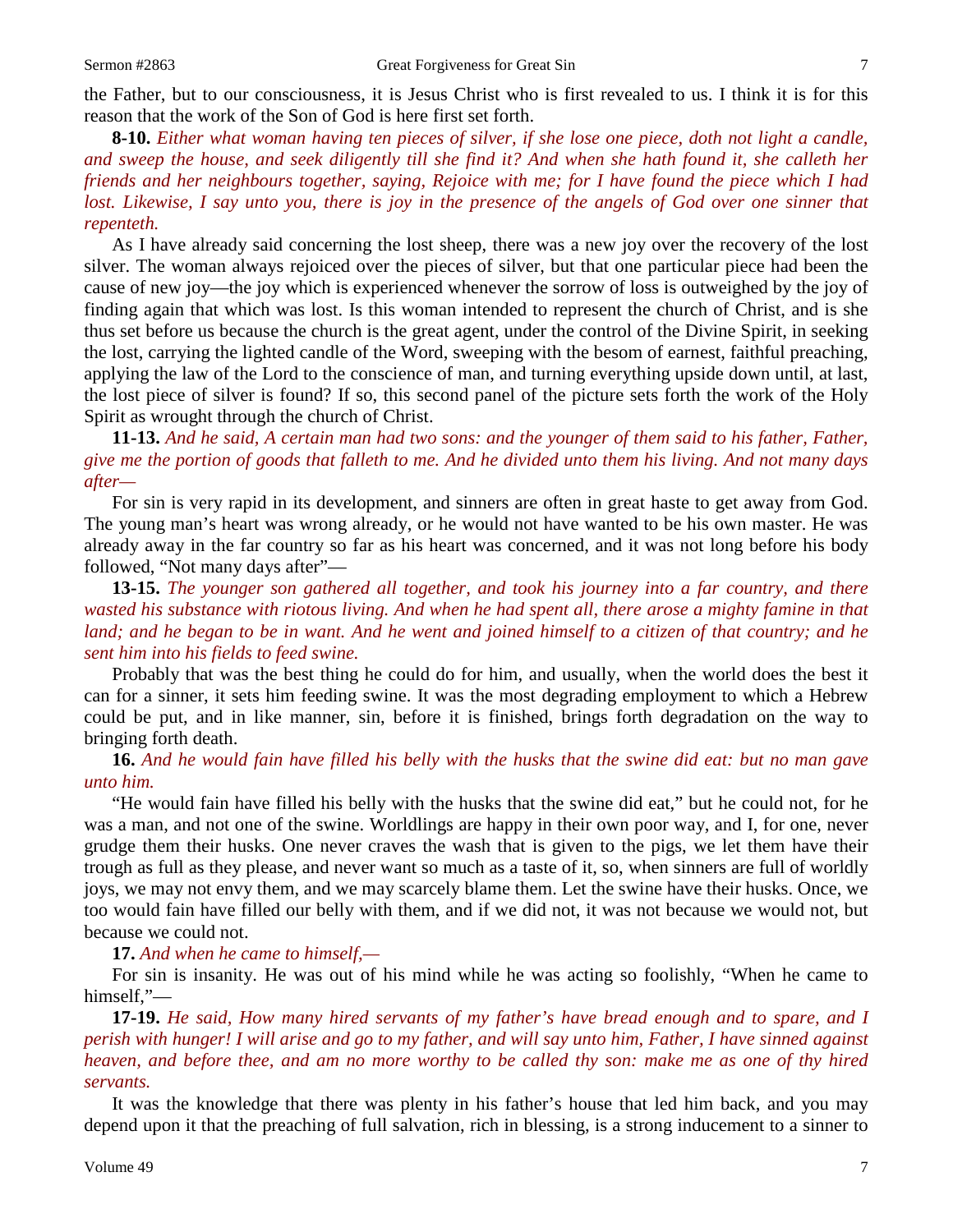the Father, but to our consciousness, it is Jesus Christ who is first revealed to us. I think it is for this reason that the work of the Son of God is here first set forth.

**8-10.** *Either what woman having ten pieces of silver, if she lose one piece, doth not light a candle, and sweep the house, and seek diligently till she find it? And when she hath found it, she calleth her friends and her neighbours together, saying, Rejoice with me; for I have found the piece which I had lost. Likewise, I say unto you, there is joy in the presence of the angels of God over one sinner that repenteth.*

As I have already said concerning the lost sheep, there was a new joy over the recovery of the lost silver. The woman always rejoiced over the pieces of silver, but that one particular piece had been the cause of new joy—the joy which is experienced whenever the sorrow of loss is outweighed by the joy of finding again that which was lost. Is this woman intended to represent the church of Christ, and is she thus set before us because the church is the great agent, under the control of the Divine Spirit, in seeking the lost, carrying the lighted candle of the Word, sweeping with the besom of earnest, faithful preaching, applying the law of the Lord to the conscience of man, and turning everything upside down until, at last, the lost piece of silver is found? If so, this second panel of the picture sets forth the work of the Holy Spirit as wrought through the church of Christ.

**11-13.** *And he said, A certain man had two sons: and the younger of them said to his father, Father, give me the portion of goods that falleth to me. And he divided unto them his living. And not many days after—*

For sin is very rapid in its development, and sinners are often in great haste to get away from God. The young man's heart was wrong already, or he would not have wanted to be his own master. He was already away in the far country so far as his heart was concerned, and it was not long before his body followed, "Not many days after"—

**13-15.** *The younger son gathered all together, and took his journey into a far country, and there wasted his substance with riotous living. And when he had spent all, there arose a mighty famine in that land; and he began to be in want. And he went and joined himself to a citizen of that country; and he sent him into his fields to feed swine.*

Probably that was the best thing he could do for him, and usually, when the world does the best it can for a sinner, it sets him feeding swine. It was the most degrading employment to which a Hebrew could be put, and in like manner, sin, before it is finished, brings forth degradation on the way to bringing forth death.

**16.** *And he would fain have filled his belly with the husks that the swine did eat: but no man gave unto him.*

"He would fain have filled his belly with the husks that the swine did eat," but he could not, for he was a man, and not one of the swine. Worldlings are happy in their own poor way, and I, for one, never grudge them their husks. One never craves the wash that is given to the pigs, we let them have their trough as full as they please, and never want so much as a taste of it, so, when sinners are full of worldly joys, we may not envy them, and we may scarcely blame them. Let the swine have their husks. Once, we too would fain have filled our belly with them, and if we did not, it was not because we would not, but because we could not.

**17.** *And when he came to himself,—*

For sin is insanity. He was out of his mind while he was acting so foolishly, "When he came to himself,"—

**17-19.** *He said, How many hired servants of my father's have bread enough and to spare, and I perish with hunger! I will arise and go to my father, and will say unto him, Father, I have sinned against heaven, and before thee, and am no more worthy to be called thy son: make me as one of thy hired servants.*

It was the knowledge that there was plenty in his father's house that led him back, and you may depend upon it that the preaching of full salvation, rich in blessing, is a strong inducement to a sinner to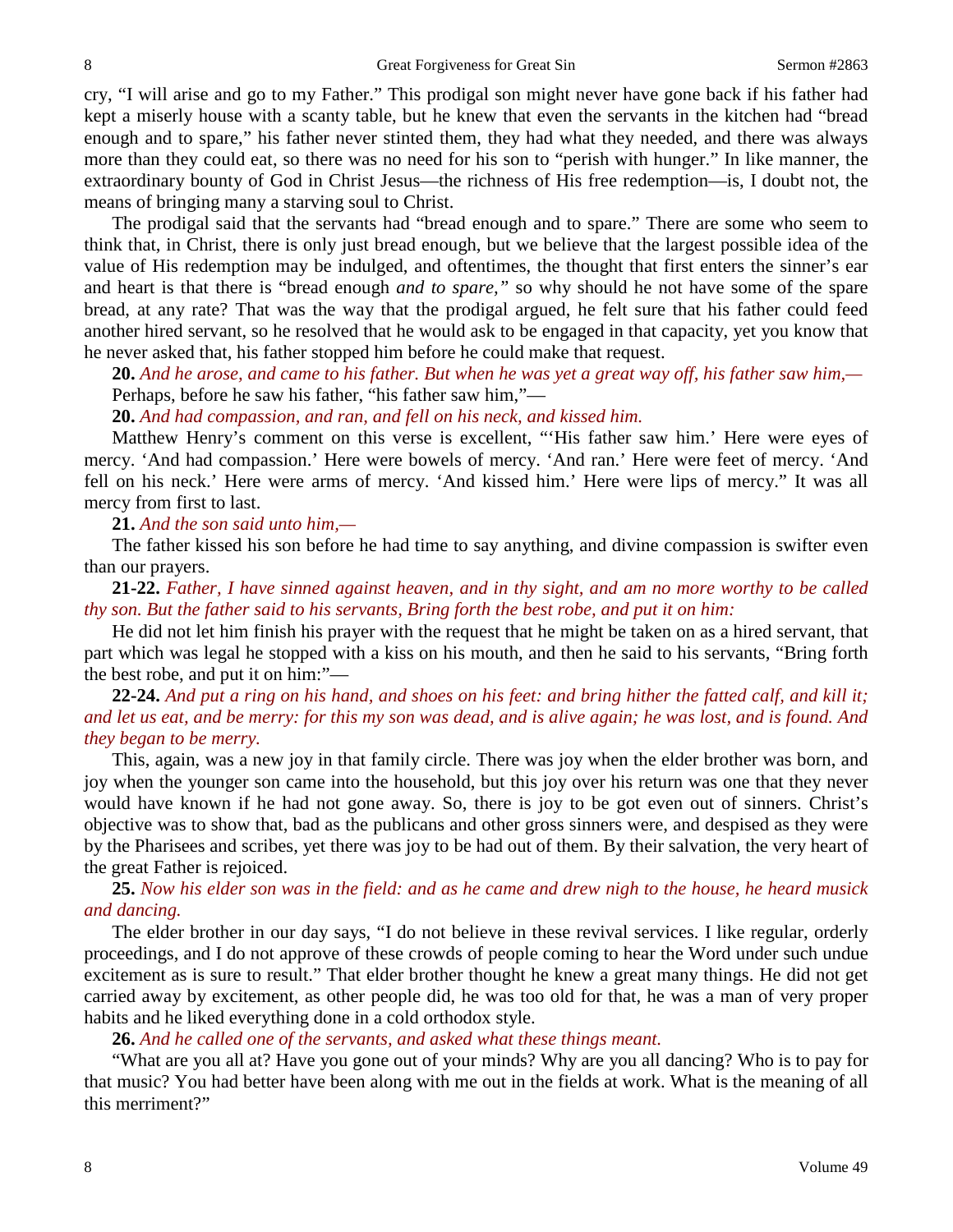cry, "I will arise and go to my Father." This prodigal son might never have gone back if his father had kept a miserly house with a scanty table, but he knew that even the servants in the kitchen had "bread enough and to spare," his father never stinted them, they had what they needed, and there was always more than they could eat, so there was no need for his son to "perish with hunger." In like manner, the extraordinary bounty of God in Christ Jesus—the richness of His free redemption—is, I doubt not, the means of bringing many a starving soul to Christ.

The prodigal said that the servants had "bread enough and to spare." There are some who seem to think that, in Christ, there is only just bread enough, but we believe that the largest possible idea of the value of His redemption may be indulged, and oftentimes, the thought that first enters the sinner's ear and heart is that there is "bread enough *and to spare,"* so why should he not have some of the spare bread, at any rate? That was the way that the prodigal argued, he felt sure that his father could feed another hired servant, so he resolved that he would ask to be engaged in that capacity, yet you know that he never asked that, his father stopped him before he could make that request.

**20.** *And he arose, and came to his father. But when he was yet a great way off, his father saw him,—*

Perhaps, before he saw his father, "his father saw him,"—

**20.** *And had compassion, and ran, and fell on his neck, and kissed him.*

Matthew Henry's comment on this verse is excellent, "'His father saw him.' Here were eyes of mercy. 'And had compassion.' Here were bowels of mercy. 'And ran.' Here were feet of mercy. 'And fell on his neck.' Here were arms of mercy. 'And kissed him.' Here were lips of mercy." It was all mercy from first to last.

**21.** *And the son said unto him,—*

The father kissed his son before he had time to say anything, and divine compassion is swifter even than our prayers.

**21-22.** *Father, I have sinned against heaven, and in thy sight, and am no more worthy to be called thy son. But the father said to his servants, Bring forth the best robe, and put it on him:*

He did not let him finish his prayer with the request that he might be taken on as a hired servant, that part which was legal he stopped with a kiss on his mouth, and then he said to his servants, "Bring forth the best robe, and put it on him:"—

**22-24.** *And put a ring on his hand, and shoes on his feet: and bring hither the fatted calf, and kill it; and let us eat, and be merry: for this my son was dead, and is alive again; he was lost, and is found. And they began to be merry.*

This, again, was a new joy in that family circle. There was joy when the elder brother was born, and joy when the younger son came into the household, but this joy over his return was one that they never would have known if he had not gone away. So, there is joy to be got even out of sinners. Christ's objective was to show that, bad as the publicans and other gross sinners were, and despised as they were by the Pharisees and scribes, yet there was joy to be had out of them. By their salvation, the very heart of the great Father is rejoiced.

**25.** *Now his elder son was in the field: and as he came and drew nigh to the house, he heard musick and dancing.*

The elder brother in our day says, "I do not believe in these revival services. I like regular, orderly proceedings, and I do not approve of these crowds of people coming to hear the Word under such undue excitement as is sure to result." That elder brother thought he knew a great many things. He did not get carried away by excitement, as other people did, he was too old for that, he was a man of very proper habits and he liked everything done in a cold orthodox style.

**26.** *And he called one of the servants, and asked what these things meant.*

"What are you all at? Have you gone out of your minds? Why are you all dancing? Who is to pay for that music? You had better have been along with me out in the fields at work. What is the meaning of all this merriment?"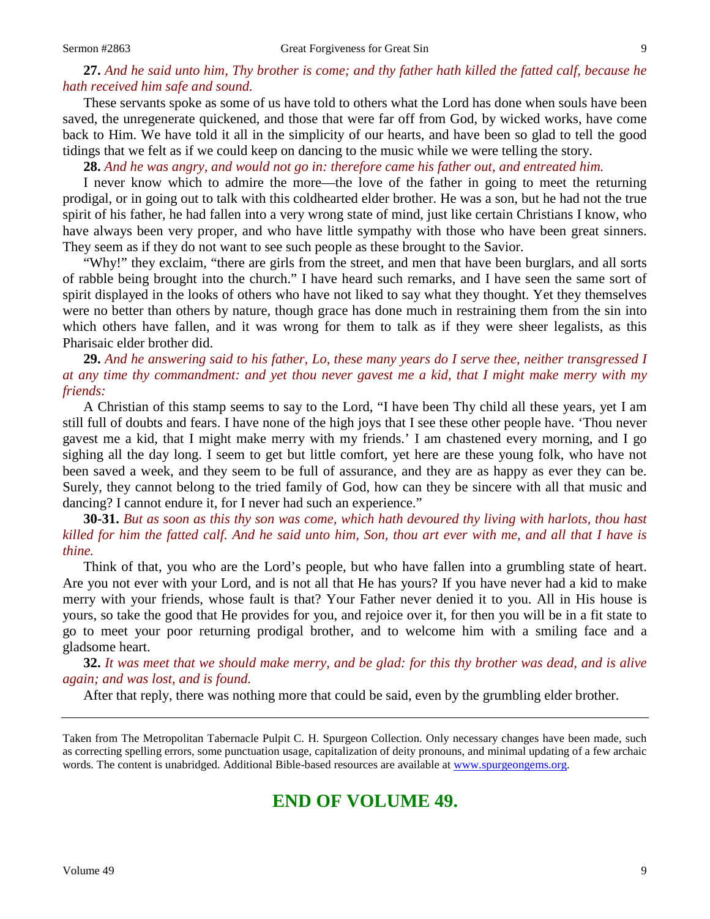**27.** *And he said unto him, Thy brother is come; and thy father hath killed the fatted calf, because he hath received him safe and sound.*

These servants spoke as some of us have told to others what the Lord has done when souls have been saved, the unregenerate quickened, and those that were far off from God, by wicked works, have come back to Him. We have told it all in the simplicity of our hearts, and have been so glad to tell the good tidings that we felt as if we could keep on dancing to the music while we were telling the story.

**28.** *And he was angry, and would not go in: therefore came his father out, and entreated him.*

I never know which to admire the more—the love of the father in going to meet the returning prodigal, or in going out to talk with this coldhearted elder brother. He was a son, but he had not the true spirit of his father, he had fallen into a very wrong state of mind, just like certain Christians I know, who have always been very proper, and who have little sympathy with those who have been great sinners. They seem as if they do not want to see such people as these brought to the Savior.

"Why!" they exclaim, "there are girls from the street, and men that have been burglars, and all sorts of rabble being brought into the church." I have heard such remarks, and I have seen the same sort of spirit displayed in the looks of others who have not liked to say what they thought. Yet they themselves were no better than others by nature, though grace has done much in restraining them from the sin into which others have fallen, and it was wrong for them to talk as if they were sheer legalists, as this Pharisaic elder brother did.

**29.** *And he answering said to his father, Lo, these many years do I serve thee, neither transgressed I at any time thy commandment: and yet thou never gavest me a kid, that I might make merry with my friends:*

A Christian of this stamp seems to say to the Lord, "I have been Thy child all these years, yet I am still full of doubts and fears. I have none of the high joys that I see these other people have. 'Thou never gavest me a kid, that I might make merry with my friends.' I am chastened every morning, and I go sighing all the day long. I seem to get but little comfort, yet here are these young folk, who have not been saved a week, and they seem to be full of assurance, and they are as happy as ever they can be. Surely, they cannot belong to the tried family of God, how can they be sincere with all that music and dancing? I cannot endure it, for I never had such an experience."

**30-31.** *But as soon as this thy son was come, which hath devoured thy living with harlots, thou hast killed for him the fatted calf. And he said unto him, Son, thou art ever with me, and all that I have is thine.*

Think of that, you who are the Lord's people, but who have fallen into a grumbling state of heart. Are you not ever with your Lord, and is not all that He has yours? If you have never had a kid to make merry with your friends, whose fault is that? Your Father never denied it to you. All in His house is yours, so take the good that He provides for you, and rejoice over it, for then you will be in a fit state to go to meet your poor returning prodigal brother, and to welcome him with a smiling face and a gladsome heart.

**32.** *It was meet that we should make merry, and be glad: for this thy brother was dead, and is alive again; and was lost, and is found.*

After that reply, there was nothing more that could be said, even by the grumbling elder brother.

---

Taken from The Metropolitan Tabernacle Pulpit C. H. Spurgeon Collection. Only necessary changes have been made, such as correcting spelling errors, some punctuation usage, capitalization of deity pronouns, and minimal updating of a few archaic words. The content is unabridged. Additional Bible-based resources are available at www.spurgeongems.org.

# END OF VOLUME 49.